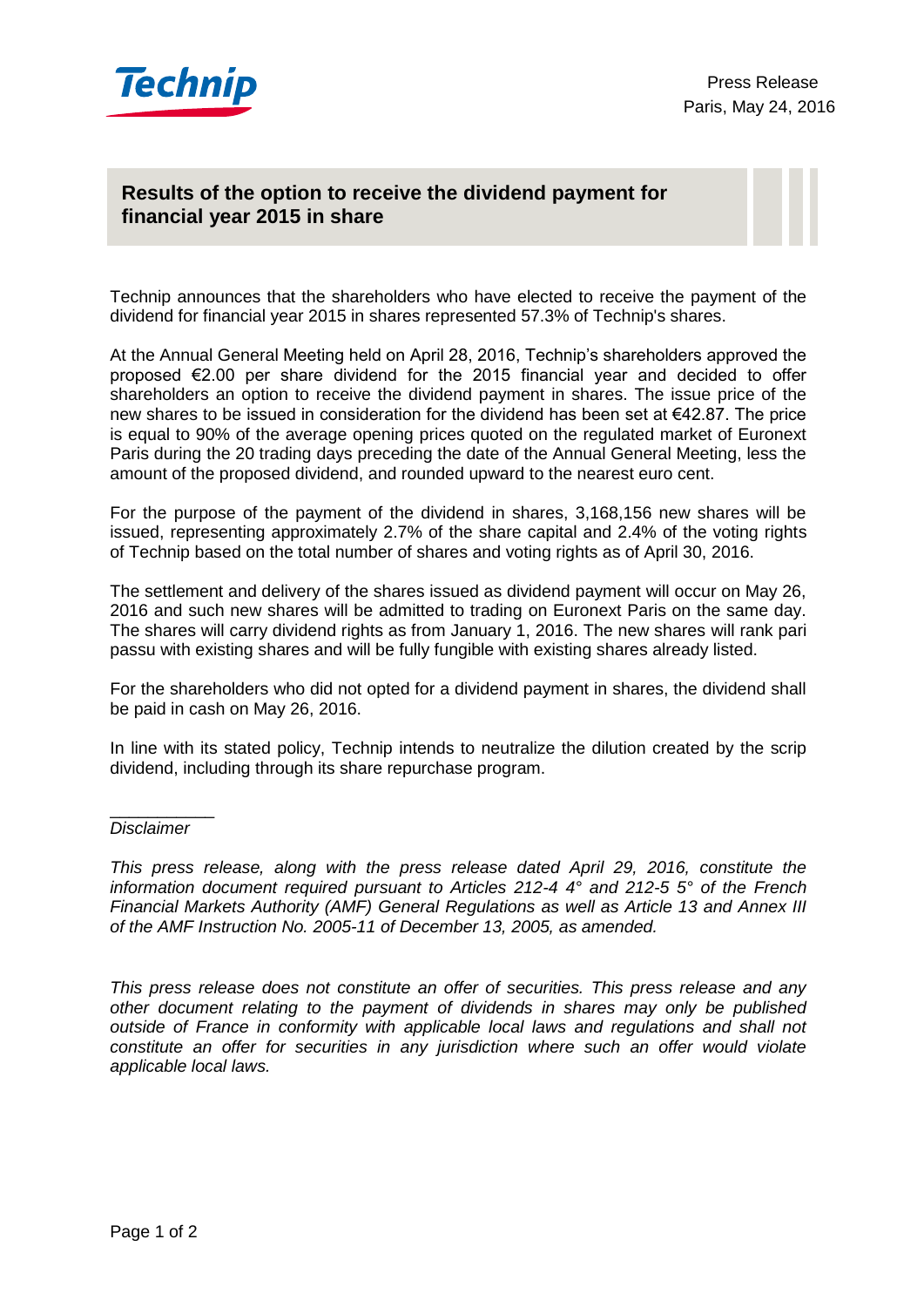Press Release
Paris, May 24, 2016

## Results of the option to receive the dividend payment for financial year 2015 in share

Technip announces that the shareholders who have elected to receive the payment of the dividend for financial year 2015 in shares represented 57.3% of Technip's shares.

At the Annual General Meeting held on April 28, 2016, Technip's shareholders approved the proposed €2.00 per share dividend for the 2015 financial year and decided to offer shareholders an option to receive the dividend payment in shares. The issue price of the new shares to be issued in consideration for the dividend has been set at €42.87. The price is equal to 90% of the average opening prices quoted on the regulated market of Euronext Paris during the 20 trading days preceding the date of the Annual General Meeting, less the amount of the proposed dividend, and rounded upward to the nearest euro cent.

For the purpose of the payment of the dividend in shares, 3,168,156 new shares will be issued, representing approximately 2.7% of the share capital and 2.4% of the voting rights of Technip based on the total number of shares and voting rights as of April 30, 2016.

The settlement and delivery of the shares issued as dividend payment will occur on May 26, 2016 and such new shares will be admitted to trading on Euronext Paris on the same day. The shares will carry dividend rights as from January 1, 2016. The new shares will rank pari passu with existing shares and will be fully fungible with existing shares already listed.

For the shareholders who did not opted for a dividend payment in shares, the dividend shall be paid in cash on May 26, 2016.

In line with its stated policy, Technip intends to neutralize the dilution created by the scrip dividend, including through its share repurchase program.

___________

*Disclaimer*

*This press release, along with the press release dated April 29, 2016, constitute the information document required pursuant to Articles 212-4 4° and 212-5 5° of the French Financial Markets Authority (AMF) General Regulations as well as Article 13 and Annex III of the AMF Instruction No. 2005-11 of December 13, 2005, as amended.*

*This press release does not constitute an offer of securities. This press release and any other document relating to the payment of dividends in shares may only be published outside of France in conformity with applicable local laws and regulations and shall not constitute an offer for securities in any jurisdiction where such an offer would violate applicable local laws.*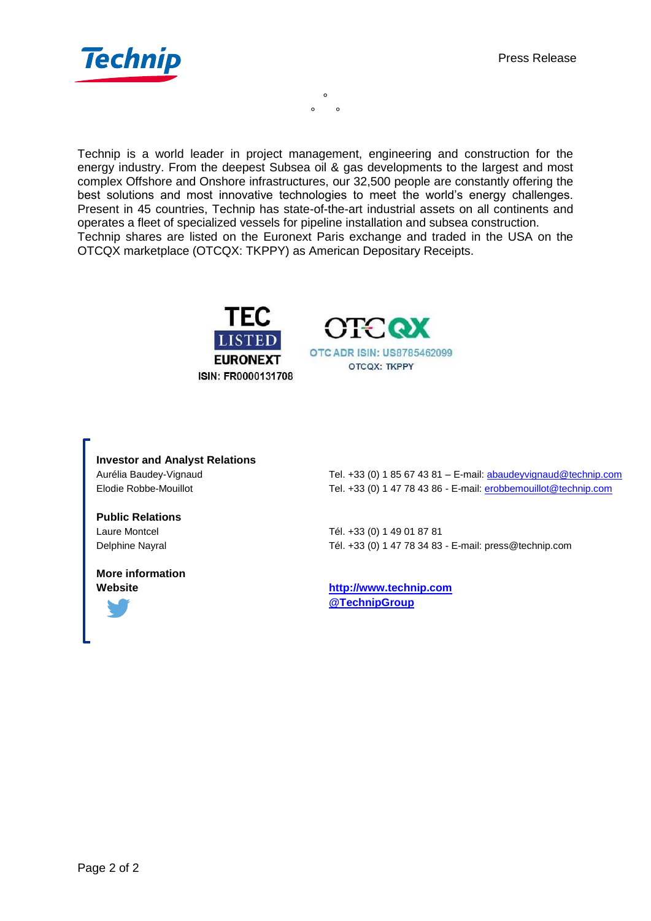°

° °

Technip is a world leader in project management, engineering and construction for the energy industry. From the deepest Subsea oil & gas developments to the largest and most complex Offshore and Onshore infrastructures, our 32,500 people are constantly offering the best solutions and most innovative technologies to meet the world's energy challenges. Present in 45 countries, Technip has state-of-the-art industrial assets on all continents and operates a fleet of specialized vessels for pipeline installation and subsea construction.
Technip shares are listed on the Euronext Paris exchange and traded in the USA on the OTCQX marketplace (OTCQX: TKPPY) as American Depositary Receipts.

TEC LISTED EURONEXT
ISIN: FR0000131708

OTCQX
OTC ADR ISIN: US8785462099
OTCQX: TKPPY

**Investor and Analyst Relations**

| | |
|---|---|
| Aurélia Baudey-Vignaud | Tel. +33 (0) 1 85 67 43 81 – E-mail: abaudeyvignaud@technip.com |
| Elodie Robbe-Mouillot | Tel. +33 (0) 1 47 78 43 86 - E-mail: erobbemouillot@technip.com |

**Public Relations**

| | |
|---|---|
| Laure Montcel | Tél. +33 (0) 1 49 01 87 81 |
| Delphine Nayral | Tél. +33 (0) 1 47 78 34 83 - E-mail: press@technip.com |

**More information**

**Website** **http://www.technip.com**

**@TechnipGroup**